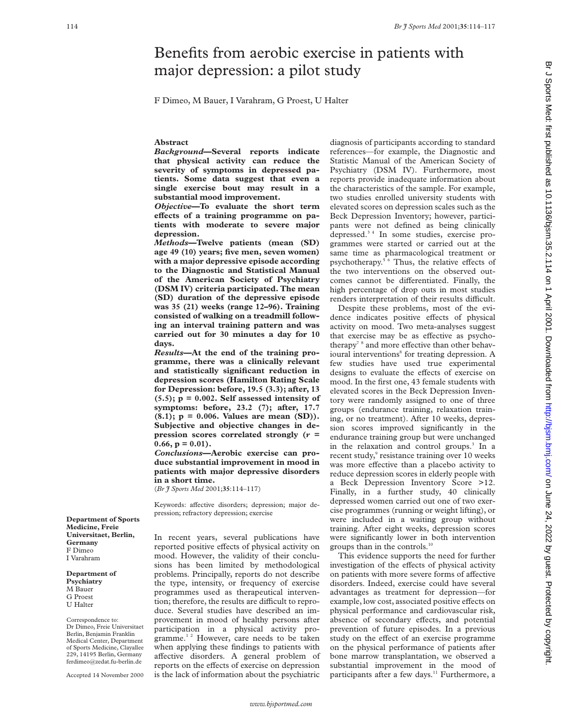# Benefits from aerobic exercise in patients with major depression: a pilot study

F Dimeo, M Bauer, I Varahram, G Proest, U Halter

## Abstract

***Background*—Several reports indicate that physical activity can reduce the severity of symptoms in depressed patients. Some data suggest that even a single exercise bout may result in a substantial mood improvement.**

***Objective*—To evaluate the short term effects of a training programme on patients with moderate to severe major depression.**

***Methods*—Twelve patients (mean (SD) age 49 (10) years; five men, seven women) with a major depressive episode according to the Diagnostic and Statistical Manual of the American Society of Psychiatry (DSM IV) criteria participated. The mean (SD) duration of the depressive episode was 35 (21) weeks (range 12–96). Training consisted of walking on a treadmill following an interval training pattern and was carried out for 30 minutes a day for 10 days.**

***Results*—At the end of the training programme, there was a clinically relevant and statistically significant reduction in depression scores (Hamilton Rating Scale for Depression: before, 19.5 (3.3); after, 13 (5.5); $p = 0.002$. Self assessed intensity of symptoms: before, 23.2 (7); after, 17.7 (8.1); $p = 0.006$. Values are mean (SD)). Subjective and objective changes in depression scores correlated strongly ($r = 0.66$, $p = 0.01$).**

***Conclusions*—Aerobic exercise can produce substantial improvement in mood in patients with major depressive disorders in a short time.**

(*Br J Sports Med* 2001;**35**:114–117)

Keywords: affective disorders; depression; major depression; refractory depression; exercise

**Department of Sports Medicine, Freie Universitaet, Berlin, Germany**
F Dimeo
I Varahram

**Department of Psychiatry**
M Bauer
G Proest
U Halter

Correspondence to: Dr Dimeo, Freie Universitaet Berlin, Benjamin Franklin Medical Center, Department of Sports Medicine, Clayallee 229, 14195 Berlin, Germany
ferdimeo@zedat.fu-berlin.de

Accepted 14 November 2000

In recent years, several publications have reported positive effects of physical activity on mood. However, the validity of their conclusions has been limited by methodological problems. Principally, reports do not describe the type, intensity, or frequency of exercise programmes used as therapeutical intervention; therefore, the results are difficult to reproduce. Several studies have described an improvement in mood of healthy persons after participation in a physical activity programme.[1 2] However, care needs to be taken when applying these findings to patients with affective disorders. A general problem of reports on the effects of exercise on depression is the lack of information about the psychiatric diagnosis of participants according to standard references—for example, the Diagnostic and Statistic Manual of the American Society of Psychiatry (DSM IV). Furthermore, most reports provide inadequate information about the characteristics of the sample. For example, two studies enrolled university students with elevated scores on depression scales such as the Beck Depression Inventory; however, participants were not defined as being clinically depressed.[3 4] In some studies, exercise programmes were started or carried out at the same time as pharmacological treatment or psychotherapy.[5 6] Thus, the relative effects of the two interventions on the observed outcomes cannot be differentiated. Finally, the high percentage of drop outs in most studies renders interpretation of their results difficult.

Despite these problems, most of the evidence indicates positive effects of physical activity on mood. Two meta-analyses suggest that exercise may be as effective as psychotherapy[7 8] and more effective than other behavioural interventions[8] for treating depression. A few studies have used true experimental designs to evaluate the effects of exercise on mood. In the first one, 43 female students with elevated scores in the Beck Depression Inventory were randomly assigned to one of three groups (endurance training, relaxation training, or no treatment). After 10 weeks, depression scores improved significantly in the endurance training group but were unchanged in the relaxation and control groups.[3] In a recent study,[9] resistance training over 10 weeks was more effective than a placebo activity to reduce depression scores in elderly people with a Beck Depression Inventory Score >12. Finally, in a further study, 40 clinically depressed women carried out one of two exercise programmes (running or weight lifting), or were included in a waiting group without training. After eight weeks, depression scores were significantly lower in both intervention groups than in the controls.[10]

This evidence supports the need for further investigation of the effects of physical activity on patients with more severe forms of affective disorders. Indeed, exercise could have several advantages as treatment for depression—for example, low cost, associated positive effects on physical performance and cardiovascular risk, absence of secondary effects, and potential prevention of future episodes. In a previous study on the effect of an exercise programme on the physical performance of patients after bone marrow transplantation, we observed a substantial improvement in the mood of participants after a few days.[11] Furthermore, a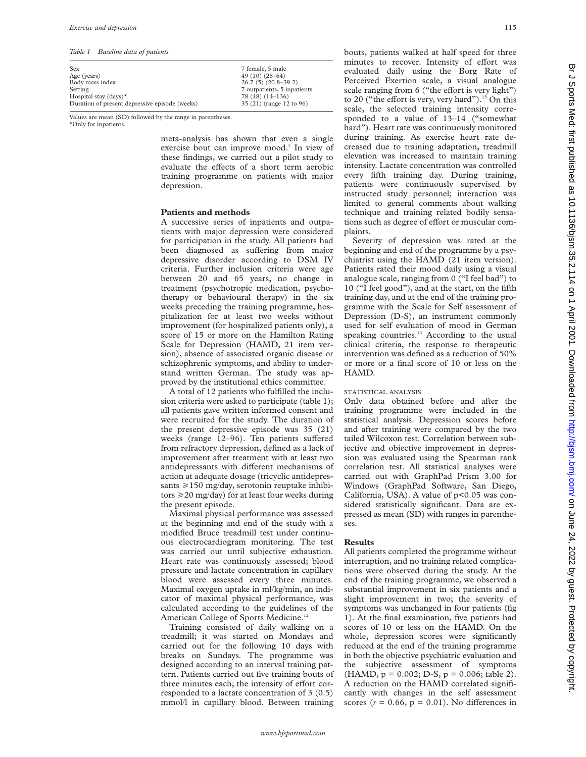*Table 1 Baseline data of patients*

| | |
|---|---|
| Sex | 7 female, 5 male |
| Age (years) | 49 (10) (28–64) |
| Body mass index | 26.7 (5) (20.8–39.2) |
| Setting | 7 outpatients, 5 inpatients |
| Hospital stay (days)* | 78 (48) (14–136) |
| Duration of present depressive episode (weeks) | 35 (21) (range 12 to 96) |

Values are mean (SD) followed by the range in parentheses.
*Only for inpatients.

meta-analysis has shown that even a single exercise bout can improve mood.[7] In view of these findings, we carried out a pilot study to evaluate the effects of a short term aerobic training programme on patients with major depression.

## Patients and methods

A successive series of inpatients and outpatients with major depression were considered for participation in the study. All patients had been diagnosed as suffering from major depressive disorder according to DSM IV criteria. Further inclusion criteria were age between 20 and 65 years, no change in treatment (psychotropic medication, psychotherapy or behavioural therapy) in the six weeks preceding the training programme, hospitalization for at least two weeks without improvement (for hospitalized patients only), a score of 15 or more on the Hamilton Rating Scale for Depression (HAMD, 21 item version), absence of associated organic disease or schizophrenic symptoms, and ability to understand written German. The study was approved by the institutional ethics committee.

A total of 12 patients who fulfilled the inclusion criteria were asked to participate (table 1); all patients gave written informed consent and were recruited for the study. The duration of the present depressive episode was 35 (21) weeks (range 12–96). Ten patients suffered from refractory depression, defined as a lack of improvement after treatment with at least two antidepressants with different mechanisms of action at adequate dosage (tricyclic antidepressants $\geq$150 mg/day, serotonin reuptake inhibitors $\geq$20 mg/day) for at least four weeks during the present episode.

Maximal physical performance was assessed at the beginning and end of the study with a modified Bruce treadmill test under continuous electrocardiogram monitoring. The test was carried out until subjective exhaustion. Heart rate was continuously assessed; blood pressure and lactate concentration in capillary blood were assessed every three minutes. Maximal oxygen uptake in ml/kg/min, an indicator of maximal physical performance, was calculated according to the guidelines of the American College of Sports Medicine.[12]

Training consisted of daily walking on a treadmill; it was started on Mondays and carried out for the following 10 days with breaks on Sundays. The programme was designed according to an interval training pattern. Patients carried out five training bouts of three minutes each; the intensity of effort corresponded to a lactate concentration of 3 (0.5) mmol/l in capillary blood. Between training bouts, patients walked at half speed for three minutes to recover. Intensity of effort was evaluated daily using the Borg Rate of Perceived Exertion scale, a visual analogue scale ranging from 6 ("the effort is very light") to 20 ("the effort is very, very hard").[13] On this scale, the selected training intensity corresponded to a value of 13–14 ("somewhat hard"). Heart rate was continuously monitored during training. As exercise heart rate decreased due to training adaptation, treadmill elevation was increased to maintain training intensity. Lactate concentration was controlled every fifth training day. During training, patients were continuously supervised by instructed study personnel; interaction was limited to general comments about walking technique and training related bodily sensations such as degree of effort or muscular complaints.

Severity of depression was rated at the beginning and end of the programme by a psychiatrist using the HAMD (21 item version). Patients rated their mood daily using a visual analogue scale, ranging from 0 ("I feel bad") to 10 ("I feel good"), and at the start, on the fifth training day, and at the end of the training programme with the Scale for Self assessment of Depression (D-S), an instrument commonly used for self evaluation of mood in German speaking countries.[14] According to the usual clinical criteria, the response to therapeutic intervention was defined as a reduction of 50% or more or a final score of 10 or less on the HAMD.

### STATISTICAL ANALYSIS

Only data obtained before and after the training programme were included in the statistical analysis. Depression scores before and after training were compared by the two tailed Wilcoxon test. Correlation between subjective and objective improvement in depression was evaluated using the Spearman rank correlation test. All statistical analyses were carried out with GraphPad Prism 3.00 for Windows (GraphPad Software, San Diego, California, USA). A value of $p<0.05$ was considered statistically significant. Data are expressed as mean (SD) with ranges in parentheses.

## Results

All patients completed the programme without interruption, and no training related complications were observed during the study. At the end of the training programme, we observed a substantial improvement in six patients and a slight improvement in two; the severity of symptoms was unchanged in four patients (fig 1). At the final examination, five patients had scores of 10 or less on the HAMD. On the whole, depression scores were significantly reduced at the end of the training programme in both the objective psychiatric evaluation and the subjective assessment of symptoms (HAMD, $p = 0.002$; D-S, $p = 0.006$; table 2). A reduction on the HAMD correlated significantly with changes in the self assessment scores ($r = 0.66$, $p = 0.01$). No differences in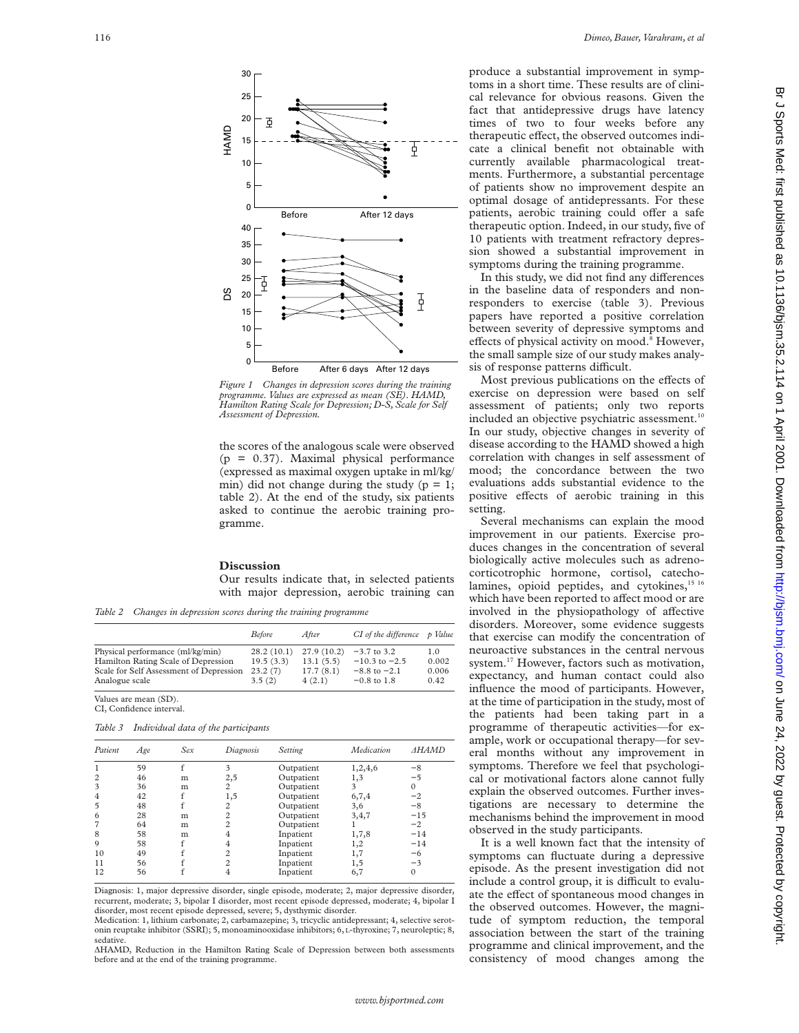Figure 1 Changes in depression scores during the training programme. Values are expressed as mean (SE). HAMD, Hamilton Rating Scale for Depression; D-S, Scale for Self Assessment of Depression.

the scores of the analogous scale were observed (p = 0.37). Maximal physical performance (expressed as maximal oxygen uptake in ml/kg/min) did not change during the study (p = 1; table 2). At the end of the study, six patients asked to continue the aerobic training programme.

## Discussion

Our results indicate that, in selected patients with major depression, aerobic training can produce a substantial improvement in symptoms in a short time. These results are of clinical relevance for obvious reasons. Given the fact that antidepressive drugs have latency times of two to four weeks before any therapeutic effect, the observed outcomes indicate a clinical benefit not obtainable with currently available pharmacological treatments. Furthermore, a substantial percentage of patients show no improvement despite an optimal dosage of antidepressants. For these patients, aerobic training could offer a safe therapeutic option. Indeed, in our study, five of 10 patients with treatment refractory depression showed a substantial improvement in symptoms during the training programme.

In this study, we did not find any differences in the baseline data of responders and non-responders to exercise (table 3). Previous papers have reported a positive correlation between severity of depressive symptoms and effects of physical activity on mood.[8] However, the small sample size of our study makes analysis of response patterns difficult.

Most previous publications on the effects of exercise on depression were based on self assessment of patients; only two reports included an objective psychiatric assessment.[10] In our study, objective changes in severity of disease according to the HAMD showed a high correlation with changes in self assessment of mood; the concordance between the two evaluations adds substantial evidence to the positive effects of aerobic training in this setting.

Several mechanisms can explain the mood improvement in our patients. Exercise produces changes in the concentration of several biologically active molecules such as adrenocorticotrophic hormone, cortisol, catecholamines, opioid peptides, and cytokines,[15 16] which have been reported to affect mood or are involved in the physiopathology of affective disorders. Moreover, some evidence suggests that exercise can modify the concentration of neuroactive substances in the central nervous system.[17] However, factors such as motivation, expectancy, and human contact could also influence the mood of participants. However, at the time of participation in the study, most of the patients had been taking part in a programme of therapeutic activities—for example, work or occupational therapy—for several months without any improvement in symptoms. Therefore we feel that psychological or motivational factors alone cannot fully explain the observed outcomes. Further investigations are necessary to determine the mechanisms behind the improvement in mood observed in the study participants.

It is a well known fact that the intensity of symptoms can fluctuate during a depressive episode. As the present investigation did not include a control group, it is difficult to evaluate the effect of spontaneous mood changes in the observed outcomes. However, the magnitude of symptom reduction, the temporal association between the start of the training programme and clinical improvement, and the consistency of mood changes among the

*Table 2 Changes in depression scores during the training programme*

| | Before | After | CI of the difference | p Value |
|---|---|---|---|---|
| Physical performance (ml/kg/min) | 28.2 (10.1) | 27.9 (10.2) | −3.7 to 3.2 | 1.0 |
| Hamilton Rating Scale of Depression | 19.5 (3.3) | 13.1 (5.5) | −10.3 to −2.5 | 0.002 |
| Scale for Self Assessment of Depression | 23.2 (7) | 17.7 (8.1) | −8.8 to −2.1 | 0.006 |
| Analogue scale | 3.5 (2) | 4 (2.1) | −0.8 to 1.8 | 0.42 |

Values are mean (SD).
CI, Confidence interval.

*Table 3 Individual data of the participants*

| Patient | Age | Sex | Diagnosis | Setting | Medication | ΔHAMD |
|---|---|---|---|---|---|---|
| 1 | 59 | f | 3 | Outpatient | 1,2,4,6 | −8 |
| 2 | 46 | m | 2,5 | Outpatient | 1,3 | −5 |
| 3 | 36 | m | 2 | Outpatient | 3 | 0 |
| 4 | 42 | f | 1,5 | Outpatient | 6,7,4 | −2 |
| 5 | 48 | f | 2 | Outpatient | 3,6 | −8 |
| 6 | 28 | m | 2 | Outpatient | 3,4,7 | −15 |
| 7 | 64 | m | 2 | Outpatient | 1 | −2 |
| 8 | 58 | m | 4 | Inpatient | 1,7,8 | −14 |
| 9 | 58 | f | 4 | Inpatient | 1,2 | −14 |
| 10 | 49 | f | 2 | Inpatient | 1,7 | −6 |
| 11 | 56 | f | 2 | Inpatient | 1,5 | −3 |
| 12 | 56 | f | 4 | Inpatient | 6,7 | 0 |

Diagnosis: 1, major depressive disorder, single episode, moderate; 2, major depressive disorder, recurrent, moderate; 3, bipolar I disorder, most recent episode depressed, moderate; 4, bipolar I disorder, most recent episode depressed, severe; 5, dysthymic disorder.
Medication: 1, lithium carbonate; 2, carbamazepine; 3, tricyclic antidepressant; 4, selective serotonin reuptake inhibitor (SSRI); 5, monoaminooxidase inhibitors; 6, L-thyroxine; 7, neuroleptic; 8, sedative.
ΔHAMD, Reduction in the Hamilton Rating Scale of Depression between both assessments before and at the end of the training programme.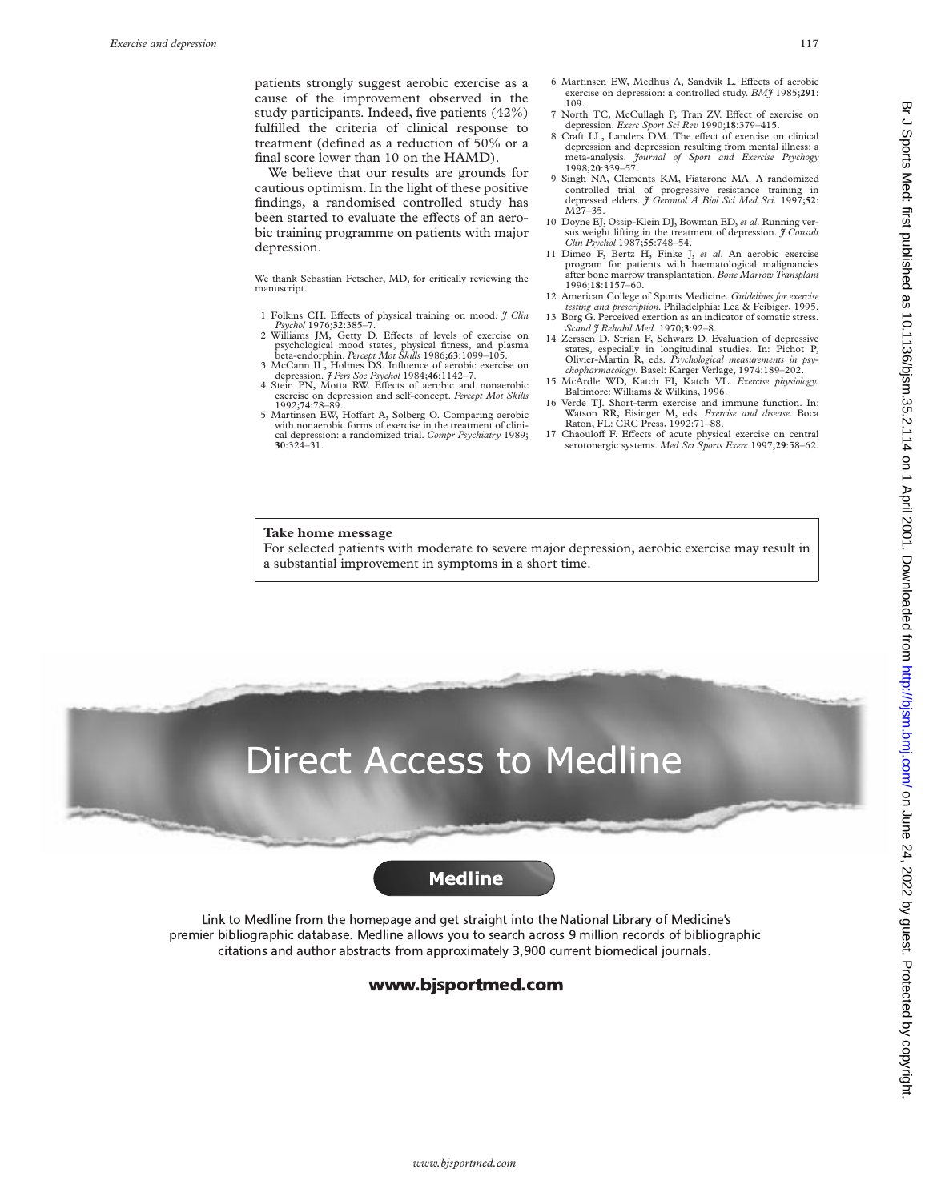patients strongly suggest aerobic exercise as a cause of the improvement observed in the study participants. Indeed, five patients (42%) fulfilled the criteria of clinical response to treatment (defined as a reduction of 50% or a final score lower than 10 on the HAMD).

We believe that our results are grounds for cautious optimism. In the light of these positive findings, a randomised controlled study has been started to evaluate the effects of an aerobic training programme on patients with major depression.

We thank Sebastian Fetscher, MD, for critically reviewing the manuscript.

1 Folkins CH. Effects of physical training on mood. *J Clin Psychol* 1976;**32**:385–7.
2 Williams JM, Getty D. Effects of levels of exercise on psychological mood states, physical fitness, and plasma beta-endorphin. *Percept Mot Skills* 1986;**63**:1099–105.
3 McCann IL, Holmes DS. Influence of aerobic exercise on depression. *J Pers Soc Psychol* 1984;**46**:1142–7.
4 Stein PN, Motta RW. Effects of aerobic and nonaerobic exercise on depression and self-concept. *Percept Mot Skills* 1992;**74**:78–89.
5 Martinsen EW, Hoffart A, Solberg O. Comparing aerobic with nonaerobic forms of exercise in the treatment of clinical depression: a randomized trial. *Compr Psychiatry* 1989; **30**:324–31.
6 Martinsen EW, Medhus A, Sandvik L. Effects of aerobic exercise on depression: a controlled study. *BMJ* 1985;**291**: 109.
7 North TC, McCullagh P, Tran ZV. Effect of exercise on depression. *Exerc Sport Sci Rev* 1990;**18**:379–415.
8 Craft LL, Landers DM. The effect of exercise on clinical depression and depression resulting from mental illness: a meta-analysis. *Journal of Sport and Exercise Psychogy* 1998;**20**:339–57.
9 Singh NA, Clements KM, Fiatarone MA. A randomized controlled trial of progressive resistance training in depressed elders. *J Gerontol A Biol Sci Med Sci.* 1997;**52**: M27–35.
10 Doyne EJ, Ossip-Klein DJ, Bowman ED, *et al*. Running versus weight lifting in the treatment of depression. *J Consult Clin Psychol* 1987;**55**:748–54.
11 Dimeo F, Bertz H, Finke J, *et al*. An aerobic exercise program for patients with haematological malignancies after bone marrow transplantation. *Bone Marrow Transplant* 1996;**18**:1157–60.
12 American College of Sports Medicine. *Guidelines for exercise testing and prescription*. Philadelphia: Lea & Feibiger, 1995.
13 Borg G. Perceived exertion as an indicator of somatic stress. *Scand J Rehabil Med.* 1970;**3**:92–8.
14 Zerssen D, Strian F, Schwarz D. Evaluation of depressive states, especially in longitudinal studies. In: Pichot P, Olivier-Martin R, eds. *Psychological measurements in psychopharmacology*. Basel: Karger Verlage, 1974:189–202.
15 McArdle WD, Katch FI, Katch VL. *Exercise physiology.* Baltimore: Williams & Wilkins, 1996.
16 Verde TJ. Short-term exercise and immune function. In: Watson RR, Eisinger M, eds. *Exercise and disease*. Boca Raton, FL: CRC Press, 1992:71–88.
17 Chaouloff F. Effects of acute physical exercise on central serotonergic systems. *Med Sci Sports Exerc* 1997;**29**:58–62.

**Take home message**

For selected patients with moderate to severe major depression, aerobic exercise may result in a substantial improvement in symptoms in a short time.

Direct Access to Medline

**Medline**

Link to Medline from the homepage and get straight into the National Library of Medicine's premier bibliographic database. Medline allows you to search across 9 million records of bibliographic citations and author abstracts from approximately 3,900 current biomedical journals.

**www.bjsportmed.com**